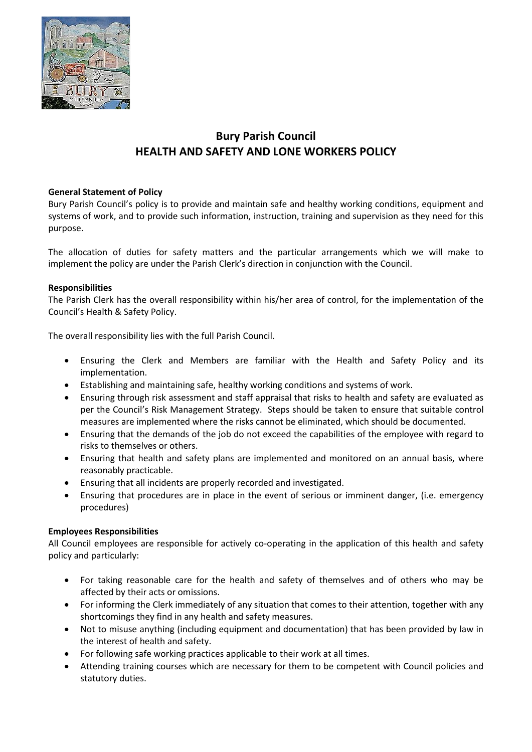# Bury Parish Council
# HEALTH AND SAFETY AND LONE WORKERS POLICY

**General Statement of Policy**

Bury Parish Council's policy is to provide and maintain safe and healthy working conditions, equipment and systems of work, and to provide such information, instruction, training and supervision as they need for this purpose.

The allocation of duties for safety matters and the particular arrangements which we will make to implement the policy are under the Parish Clerk's direction in conjunction with the Council.

**Responsibilities**

The Parish Clerk has the overall responsibility within his/her area of control, for the implementation of the Council's Health & Safety Policy.

The overall responsibility lies with the full Parish Council.

- Ensuring the Clerk and Members are familiar with the Health and Safety Policy and its implementation.
- Establishing and maintaining safe, healthy working conditions and systems of work.
- Ensuring through risk assessment and staff appraisal that risks to health and safety are evaluated as per the Council's Risk Management Strategy. Steps should be taken to ensure that suitable control measures are implemented where the risks cannot be eliminated, which should be documented.
- Ensuring that the demands of the job do not exceed the capabilities of the employee with regard to risks to themselves or others.
- Ensuring that health and safety plans are implemented and monitored on an annual basis, where reasonably practicable.
- Ensuring that all incidents are properly recorded and investigated.
- Ensuring that procedures are in place in the event of serious or imminent danger, (i.e. emergency procedures)

**Employees Responsibilities**

All Council employees are responsible for actively co-operating in the application of this health and safety policy and particularly:

- For taking reasonable care for the health and safety of themselves and of others who may be affected by their acts or omissions.
- For informing the Clerk immediately of any situation that comes to their attention, together with any shortcomings they find in any health and safety measures.
- Not to misuse anything (including equipment and documentation) that has been provided by law in the interest of health and safety.
- For following safe working practices applicable to their work at all times.
- Attending training courses which are necessary for them to be competent with Council policies and statutory duties.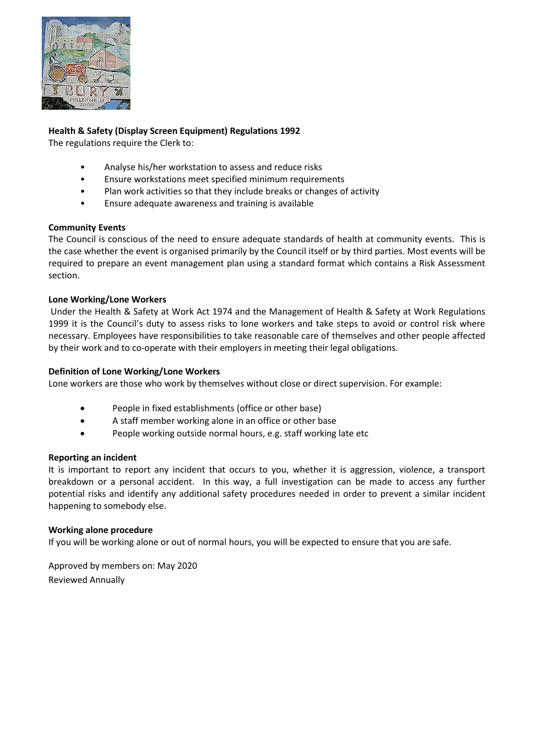**Health & Safety (Display Screen Equipment) Regulations 1992**

The regulations require the Clerk to:

- Analyse his/her workstation to assess and reduce risks
- Ensure workstations meet specified minimum requirements
- Plan work activities so that they include breaks or changes of activity
- Ensure adequate awareness and training is available

**Community Events**

The Council is conscious of the need to ensure adequate standards of health at community events. This is the case whether the event is organised primarily by the Council itself or by third parties. Most events will be required to prepare an event management plan using a standard format which contains a Risk Assessment section.

**Lone Working/Lone Workers**

Under the Health & Safety at Work Act 1974 and the Management of Health & Safety at Work Regulations 1999 it is the Council's duty to assess risks to lone workers and take steps to avoid or control risk where necessary. Employees have responsibilities to take reasonable care of themselves and other people affected by their work and to co-operate with their employers in meeting their legal obligations.

**Definition of Lone Working/Lone Workers**

Lone workers are those who work by themselves without close or direct supervision. For example:

- People in fixed establishments (office or other base)
- A staff member working alone in an office or other base
- People working outside normal hours, e.g. staff working late etc

**Reporting an incident**

It is important to report any incident that occurs to you, whether it is aggression, violence, a transport breakdown or a personal accident. In this way, a full investigation can be made to access any further potential risks and identify any additional safety procedures needed in order to prevent a similar incident happening to somebody else.

**Working alone procedure**

If you will be working alone or out of normal hours, you will be expected to ensure that you are safe.

Approved by members on: May 2020

Reviewed Annually